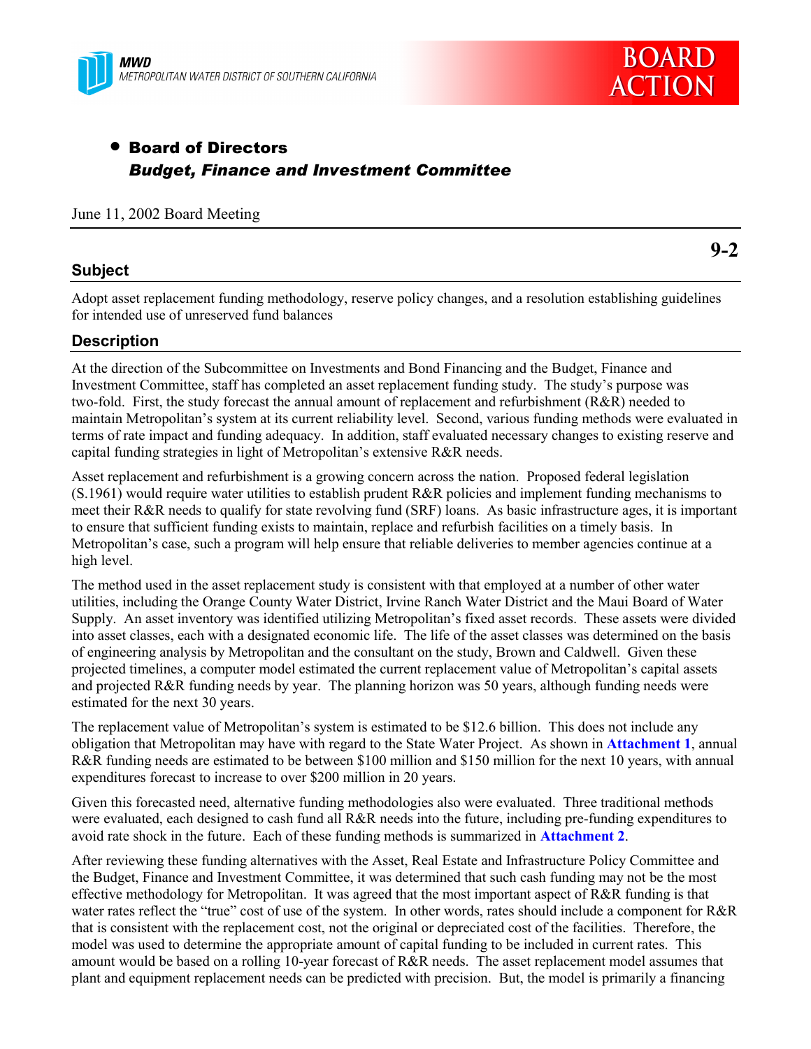MWD
METROPOLITAN WATER DISTRICT OF SOUTHERN CALIFORNIA

BOARD ACTION

- **Board of Directors**
  ***Budget, Finance and Investment Committee***

June 11, 2002 Board Meeting

**9-2**

## Subject

Adopt asset replacement funding methodology, reserve policy changes, and a resolution establishing guidelines for intended use of unreserved fund balances

## Description

At the direction of the Subcommittee on Investments and Bond Financing and the Budget, Finance and Investment Committee, staff has completed an asset replacement funding study. The study's purpose was two-fold. First, the study forecast the annual amount of replacement and refurbishment (R&R) needed to maintain Metropolitan's system at its current reliability level. Second, various funding methods were evaluated in terms of rate impact and funding adequacy. In addition, staff evaluated necessary changes to existing reserve and capital funding strategies in light of Metropolitan's extensive R&R needs.

Asset replacement and refurbishment is a growing concern across the nation. Proposed federal legislation (S.1961) would require water utilities to establish prudent R&R policies and implement funding mechanisms to meet their R&R needs to qualify for state revolving fund (SRF) loans. As basic infrastructure ages, it is important to ensure that sufficient funding exists to maintain, replace and refurbish facilities on a timely basis. In Metropolitan's case, such a program will help ensure that reliable deliveries to member agencies continue at a high level.

The method used in the asset replacement study is consistent with that employed at a number of other water utilities, including the Orange County Water District, Irvine Ranch Water District and the Maui Board of Water Supply. An asset inventory was identified utilizing Metropolitan's fixed asset records. These assets were divided into asset classes, each with a designated economic life. The life of the asset classes was determined on the basis of engineering analysis by Metropolitan and the consultant on the study, Brown and Caldwell. Given these projected timelines, a computer model estimated the current replacement value of Metropolitan's capital assets and projected R&R funding needs by year. The planning horizon was 50 years, although funding needs were estimated for the next 30 years.

The replacement value of Metropolitan's system is estimated to be $12.6 billion. This does not include any obligation that Metropolitan may have with regard to the State Water Project. As shown in **Attachment 1**, annual R&R funding needs are estimated to be between $100 million and $150 million for the next 10 years, with annual expenditures forecast to increase to over $200 million in 20 years.

Given this forecasted need, alternative funding methodologies also were evaluated. Three traditional methods were evaluated, each designed to cash fund all R&R needs into the future, including pre-funding expenditures to avoid rate shock in the future. Each of these funding methods is summarized in **Attachment 2**.

After reviewing these funding alternatives with the Asset, Real Estate and Infrastructure Policy Committee and the Budget, Finance and Investment Committee, it was determined that such cash funding may not be the most effective methodology for Metropolitan. It was agreed that the most important aspect of R&R funding is that water rates reflect the "true" cost of use of the system. In other words, rates should include a component for R&R that is consistent with the replacement cost, not the original or depreciated cost of the facilities. Therefore, the model was used to determine the appropriate amount of capital funding to be included in current rates. This amount would be based on a rolling 10-year forecast of R&R needs. The asset replacement model assumes that plant and equipment replacement needs can be predicted with precision. But, the model is primarily a financing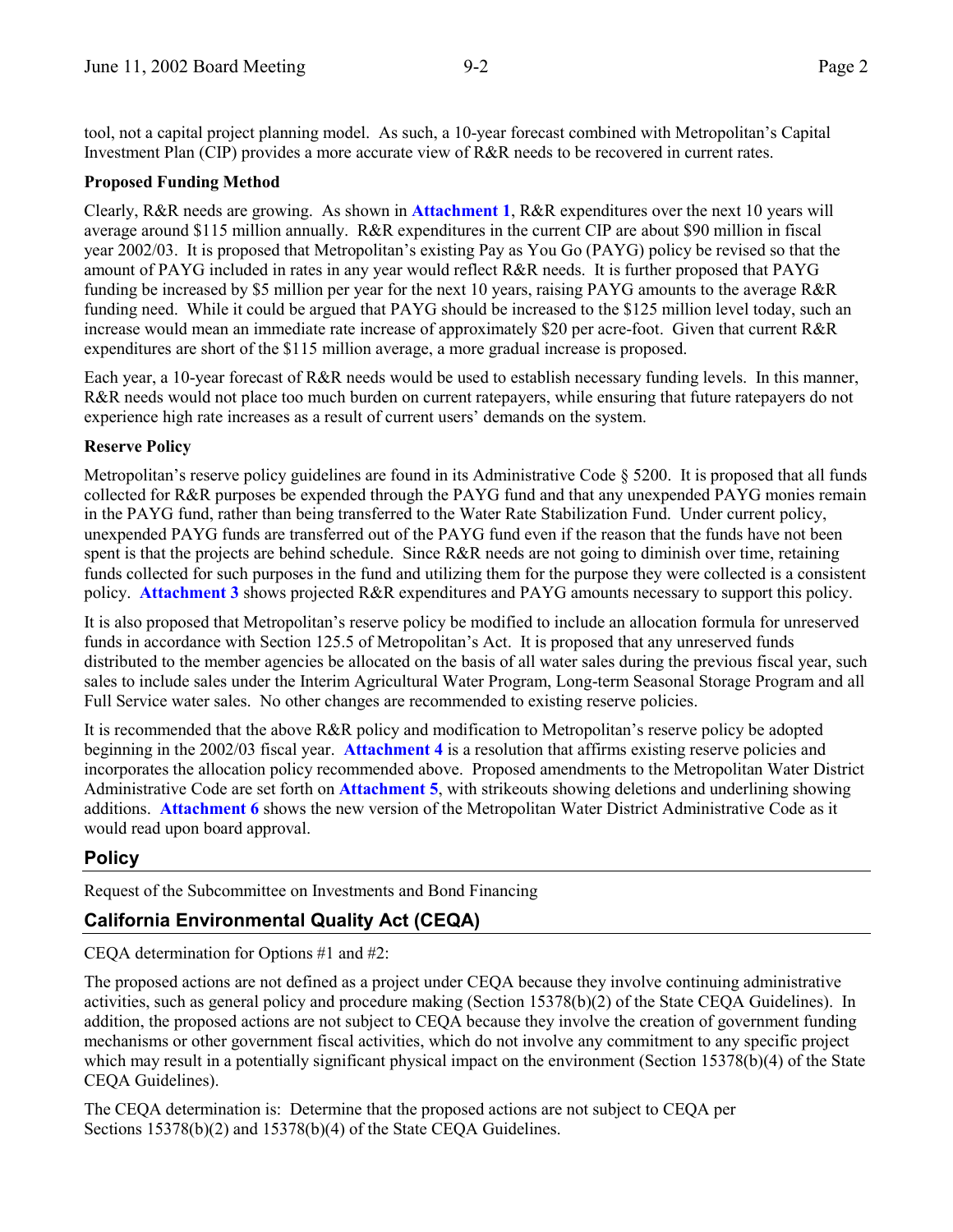tool, not a capital project planning model. As such, a 10-year forecast combined with Metropolitan's Capital Investment Plan (CIP) provides a more accurate view of R&R needs to be recovered in current rates.

**Proposed Funding Method**

Clearly, R&R needs are growing. As shown in **Attachment 1**, R&R expenditures over the next 10 years will average around $115 million annually. R&R expenditures in the current CIP are about $90 million in fiscal year 2002/03. It is proposed that Metropolitan's existing Pay as You Go (PAYG) policy be revised so that the amount of PAYG included in rates in any year would reflect R&R needs. It is further proposed that PAYG funding be increased by $5 million per year for the next 10 years, raising PAYG amounts to the average R&R funding need. While it could be argued that PAYG should be increased to the $125 million level today, such an increase would mean an immediate rate increase of approximately $20 per acre-foot. Given that current R&R expenditures are short of the $115 million average, a more gradual increase is proposed.

Each year, a 10-year forecast of R&R needs would be used to establish necessary funding levels. In this manner, R&R needs would not place too much burden on current ratepayers, while ensuring that future ratepayers do not experience high rate increases as a result of current users' demands on the system.

**Reserve Policy**

Metropolitan's reserve policy guidelines are found in its Administrative Code § 5200. It is proposed that all funds collected for R&R purposes be expended through the PAYG fund and that any unexpended PAYG monies remain in the PAYG fund, rather than being transferred to the Water Rate Stabilization Fund. Under current policy, unexpended PAYG funds are transferred out of the PAYG fund even if the reason that the funds have not been spent is that the projects are behind schedule. Since R&R needs are not going to diminish over time, retaining funds collected for such purposes in the fund and utilizing them for the purpose they were collected is a consistent policy. **Attachment 3** shows projected R&R expenditures and PAYG amounts necessary to support this policy.

It is also proposed that Metropolitan's reserve policy be modified to include an allocation formula for unreserved funds in accordance with Section 125.5 of Metropolitan's Act. It is proposed that any unreserved funds distributed to the member agencies be allocated on the basis of all water sales during the previous fiscal year, such sales to include sales under the Interim Agricultural Water Program, Long-term Seasonal Storage Program and all Full Service water sales. No other changes are recommended to existing reserve policies.

It is recommended that the above R&R policy and modification to Metropolitan's reserve policy be adopted beginning in the 2002/03 fiscal year. **Attachment 4** is a resolution that affirms existing reserve policies and incorporates the allocation policy recommended above. Proposed amendments to the Metropolitan Water District Administrative Code are set forth on **Attachment 5**, with strikeouts showing deletions and underlining showing additions. **Attachment 6** shows the new version of the Metropolitan Water District Administrative Code as it would read upon board approval.

## Policy

Request of the Subcommittee on Investments and Bond Financing

## California Environmental Quality Act (CEQA)

CEQA determination for Options #1 and #2:

The proposed actions are not defined as a project under CEQA because they involve continuing administrative activities, such as general policy and procedure making (Section 15378(b)(2) of the State CEQA Guidelines). In addition, the proposed actions are not subject to CEQA because they involve the creation of government funding mechanisms or other government fiscal activities, which do not involve any commitment to any specific project which may result in a potentially significant physical impact on the environment (Section 15378(b)(4) of the State CEQA Guidelines).

The CEQA determination is: Determine that the proposed actions are not subject to CEQA per Sections 15378(b)(2) and 15378(b)(4) of the State CEQA Guidelines.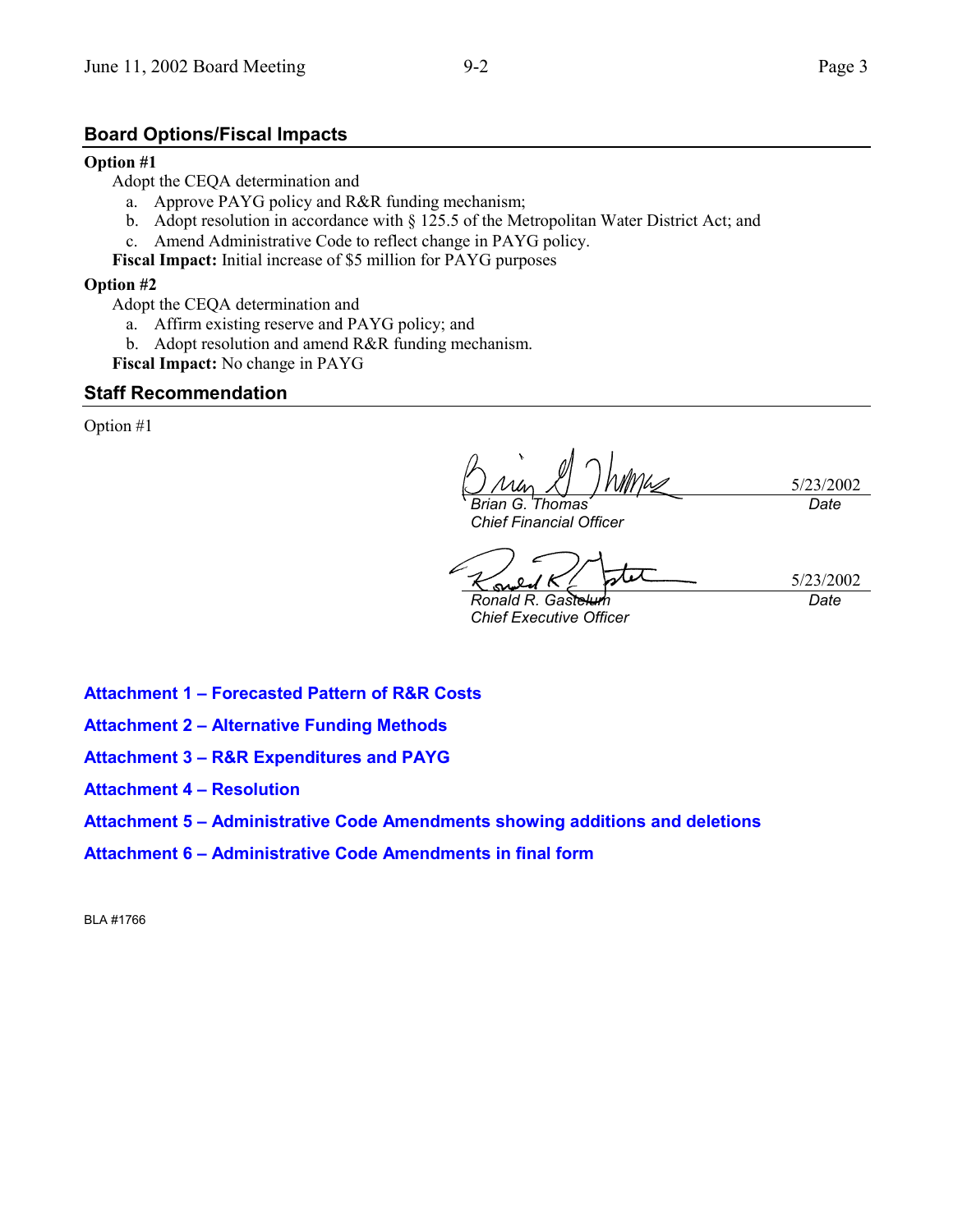## Board Options/Fiscal Impacts

**Option #1**

Adopt the CEQA determination and

a. Approve PAYG policy and R&R funding mechanism;
b. Adopt resolution in accordance with § 125.5 of the Metropolitan Water District Act; and
c. Amend Administrative Code to reflect change in PAYG policy.

**Fiscal Impact:** Initial increase of $5 million for PAYG purposes

**Option #2**

Adopt the CEQA determination and

a. Affirm existing reserve and PAYG policy; and
b. Adopt resolution and amend R&R funding mechanism.

**Fiscal Impact:** No change in PAYG

## Staff Recommendation

Option #1

*Brian G. Thomas*
*Chief Financial Officer*

5/23/2002
*Date*

*Ronald R. Gastelum*
*Chief Executive Officer*

5/23/2002
*Date*

**Attachment 1 – Forecasted Pattern of R&R Costs**

**Attachment 2 – Alternative Funding Methods**

**Attachment 3 – R&R Expenditures and PAYG**

**Attachment 4 – Resolution**

**Attachment 5 – Administrative Code Amendments showing additions and deletions**

**Attachment 6 – Administrative Code Amendments in final form**

BLA #1766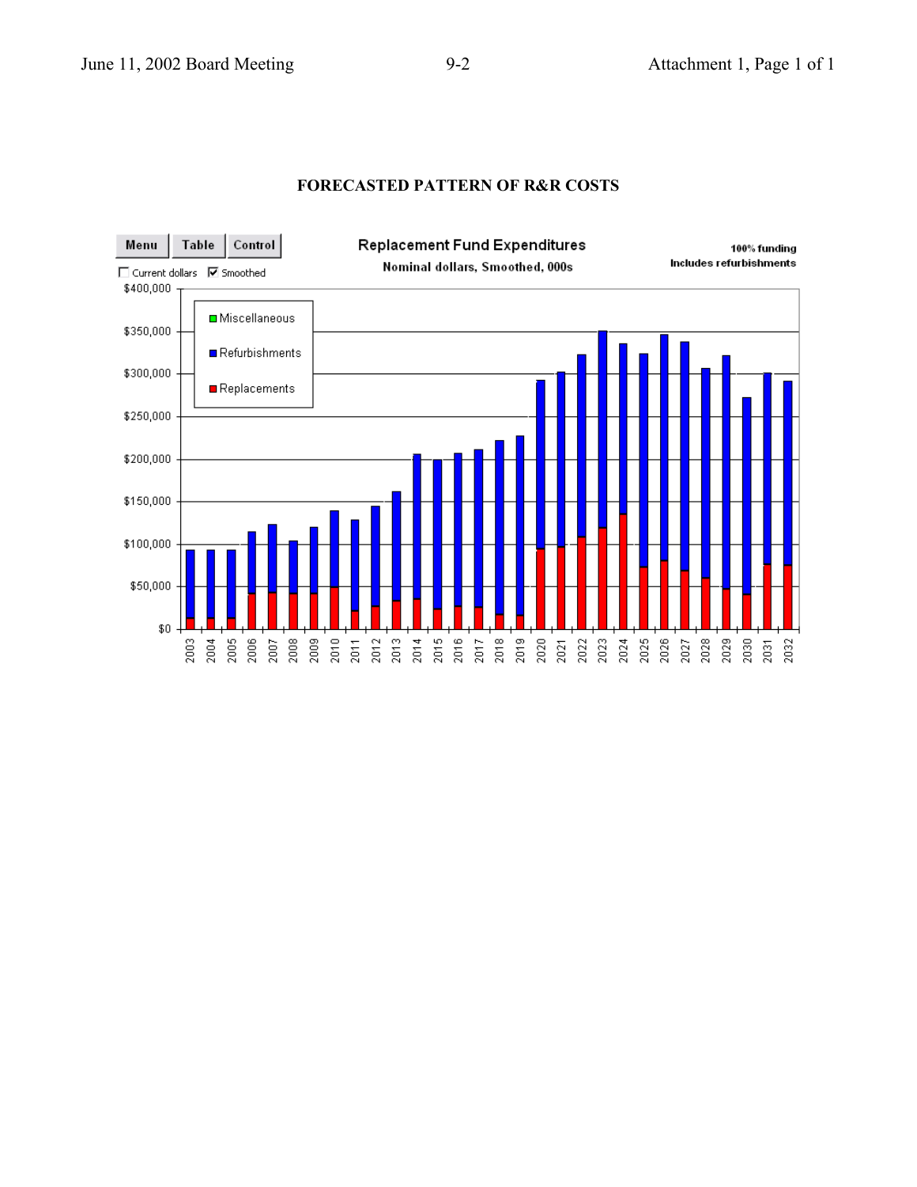## FORECASTED PATTERN OF R&R COSTS

Replacement Fund Expenditures

Nominal dollars, Smoothed, 000s

100% funding
Includes refurbishments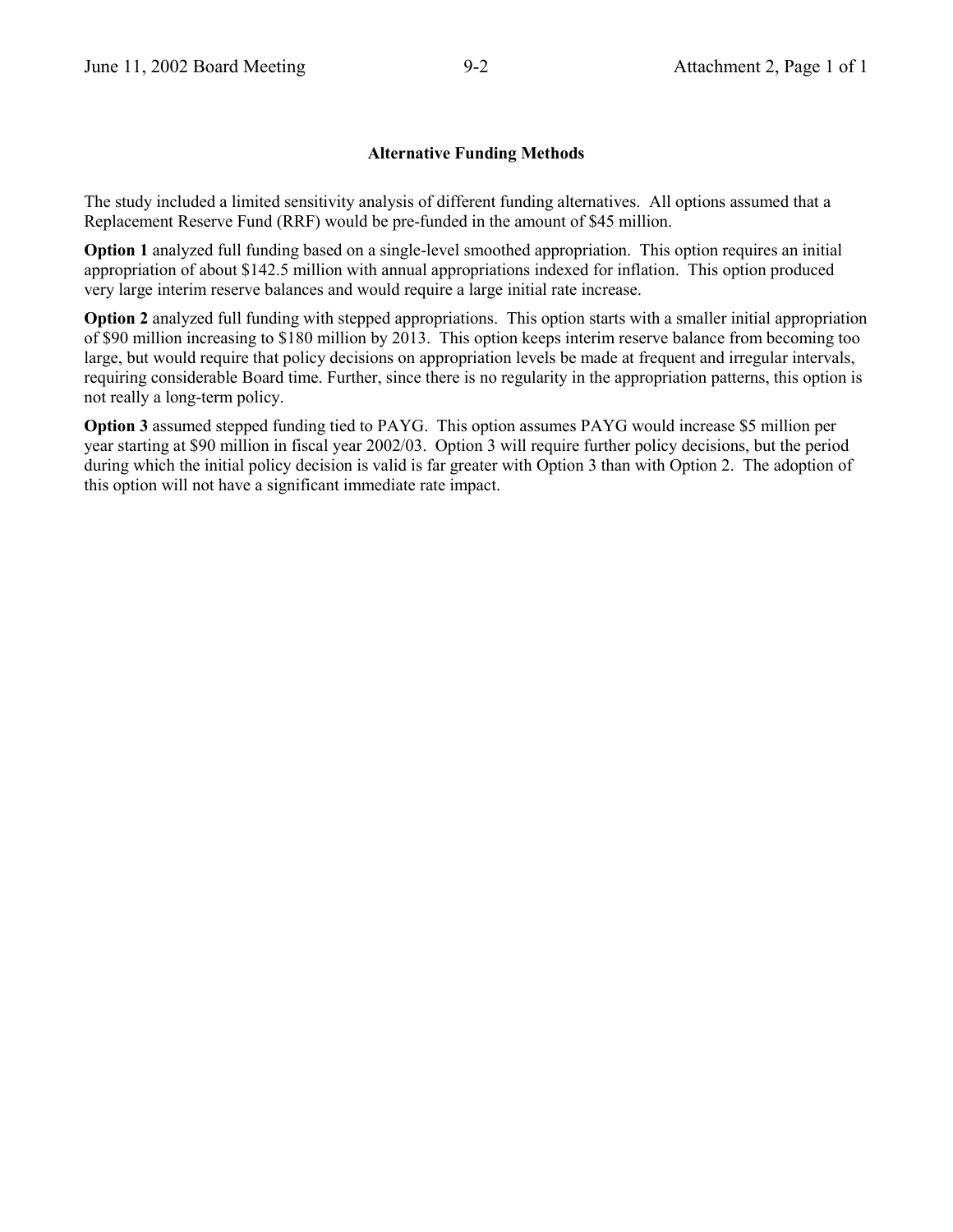## Alternative Funding Methods

The study included a limited sensitivity analysis of different funding alternatives. All options assumed that a Replacement Reserve Fund (RRF) would be pre-funded in the amount of $45 million.

**Option 1** analyzed full funding based on a single-level smoothed appropriation. This option requires an initial appropriation of about $142.5 million with annual appropriations indexed for inflation. This option produced very large interim reserve balances and would require a large initial rate increase.

**Option 2** analyzed full funding with stepped appropriations. This option starts with a smaller initial appropriation of $90 million increasing to $180 million by 2013. This option keeps interim reserve balance from becoming too large, but would require that policy decisions on appropriation levels be made at frequent and irregular intervals, requiring considerable Board time. Further, since there is no regularity in the appropriation patterns, this option is not really a long-term policy.

**Option 3** assumed stepped funding tied to PAYG. This option assumes PAYG would increase $5 million per year starting at $90 million in fiscal year 2002/03. Option 3 will require further policy decisions, but the period during which the initial policy decision is valid is far greater with Option 3 than with Option 2. The adoption of this option will not have a significant immediate rate impact.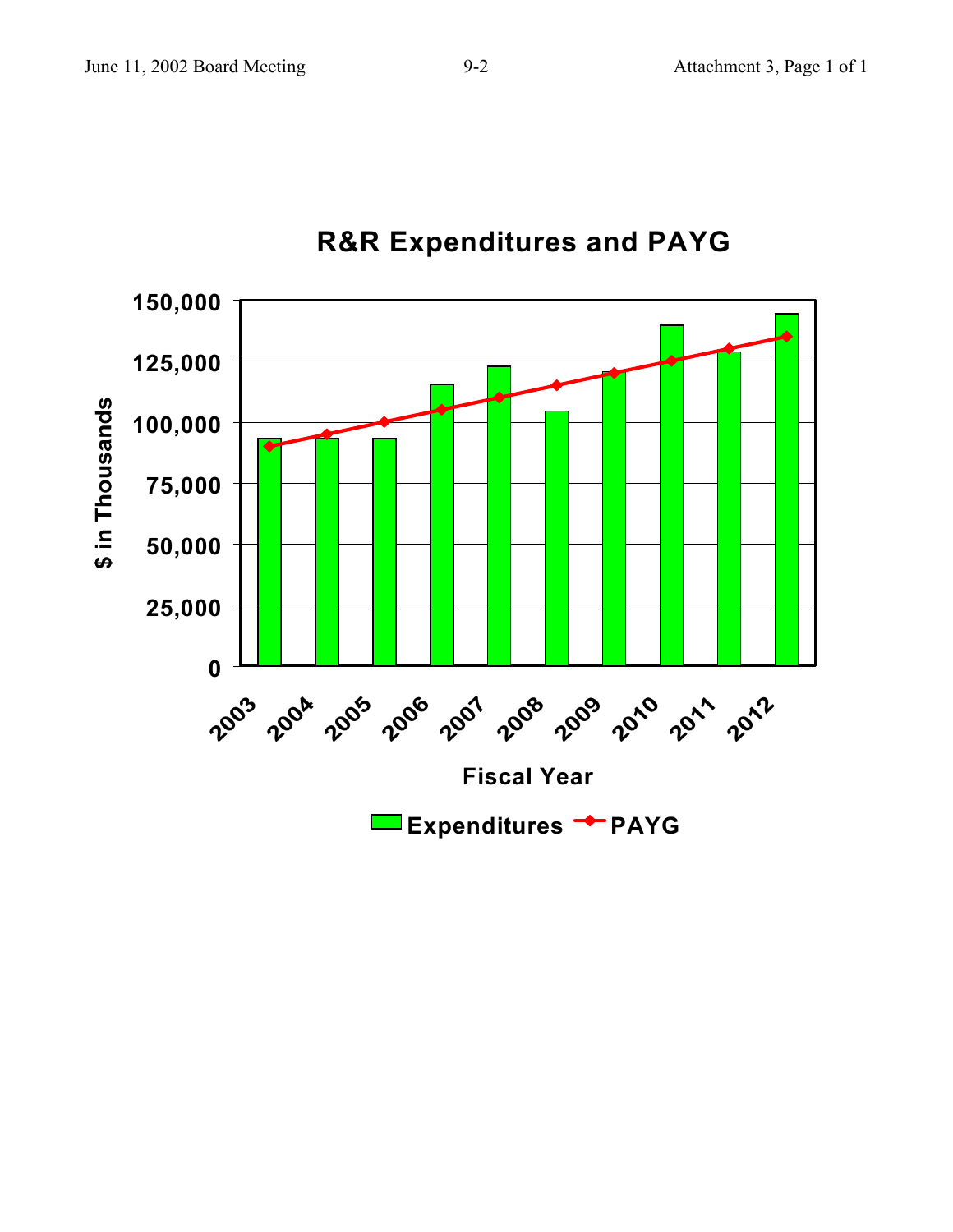## R&R Expenditures and PAYG

$ in Thousands

Fiscal Year: 2003, 2004, 2005, 2006, 2007, 2008, 2009, 2010, 2011, 2012

Y-axis: 0, 25,000, 50,000, 75,000, 100,000, 125,000, 150,000

Legend: Expenditures, PAYG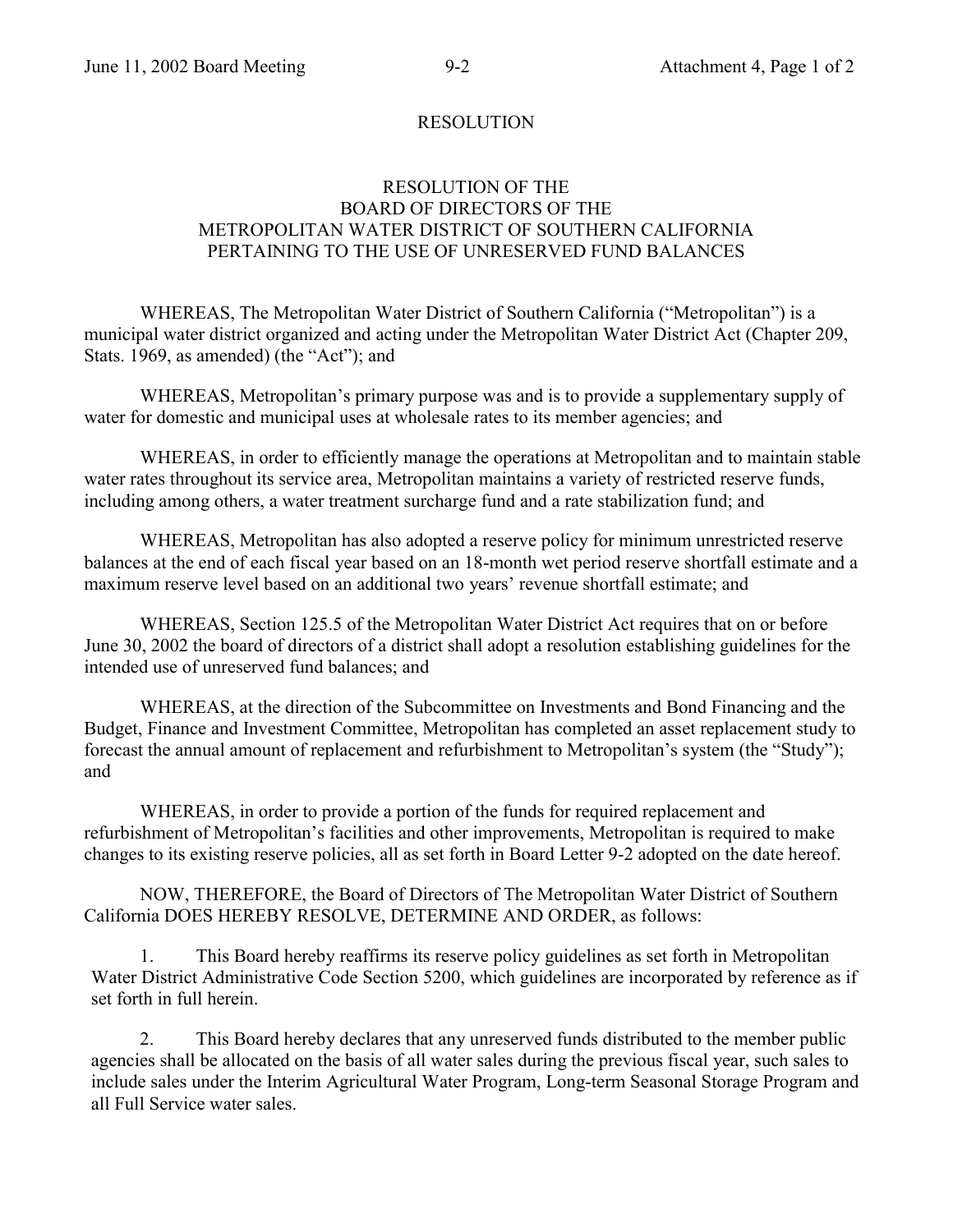# RESOLUTION

## RESOLUTION OF THE BOARD OF DIRECTORS OF THE METROPOLITAN WATER DISTRICT OF SOUTHERN CALIFORNIA PERTAINING TO THE USE OF UNRESERVED FUND BALANCES

WHEREAS, The Metropolitan Water District of Southern California ("Metropolitan") is a municipal water district organized and acting under the Metropolitan Water District Act (Chapter 209, Stats. 1969, as amended) (the "Act"); and

WHEREAS, Metropolitan's primary purpose was and is to provide a supplementary supply of water for domestic and municipal uses at wholesale rates to its member agencies; and

WHEREAS, in order to efficiently manage the operations at Metropolitan and to maintain stable water rates throughout its service area, Metropolitan maintains a variety of restricted reserve funds, including among others, a water treatment surcharge fund and a rate stabilization fund; and

WHEREAS, Metropolitan has also adopted a reserve policy for minimum unrestricted reserve balances at the end of each fiscal year based on an 18-month wet period reserve shortfall estimate and a maximum reserve level based on an additional two years' revenue shortfall estimate; and

WHEREAS, Section 125.5 of the Metropolitan Water District Act requires that on or before June 30, 2002 the board of directors of a district shall adopt a resolution establishing guidelines for the intended use of unreserved fund balances; and

WHEREAS, at the direction of the Subcommittee on Investments and Bond Financing and the Budget, Finance and Investment Committee, Metropolitan has completed an asset replacement study to forecast the annual amount of replacement and refurbishment to Metropolitan's system (the "Study"); and

WHEREAS, in order to provide a portion of the funds for required replacement and refurbishment of Metropolitan's facilities and other improvements, Metropolitan is required to make changes to its existing reserve policies, all as set forth in Board Letter 9-2 adopted on the date hereof.

NOW, THEREFORE, the Board of Directors of The Metropolitan Water District of Southern California DOES HEREBY RESOLVE, DETERMINE AND ORDER, as follows:

1. This Board hereby reaffirms its reserve policy guidelines as set forth in Metropolitan Water District Administrative Code Section 5200, which guidelines are incorporated by reference as if set forth in full herein.

2. This Board hereby declares that any unreserved funds distributed to the member public agencies shall be allocated on the basis of all water sales during the previous fiscal year, such sales to include sales under the Interim Agricultural Water Program, Long-term Seasonal Storage Program and all Full Service water sales.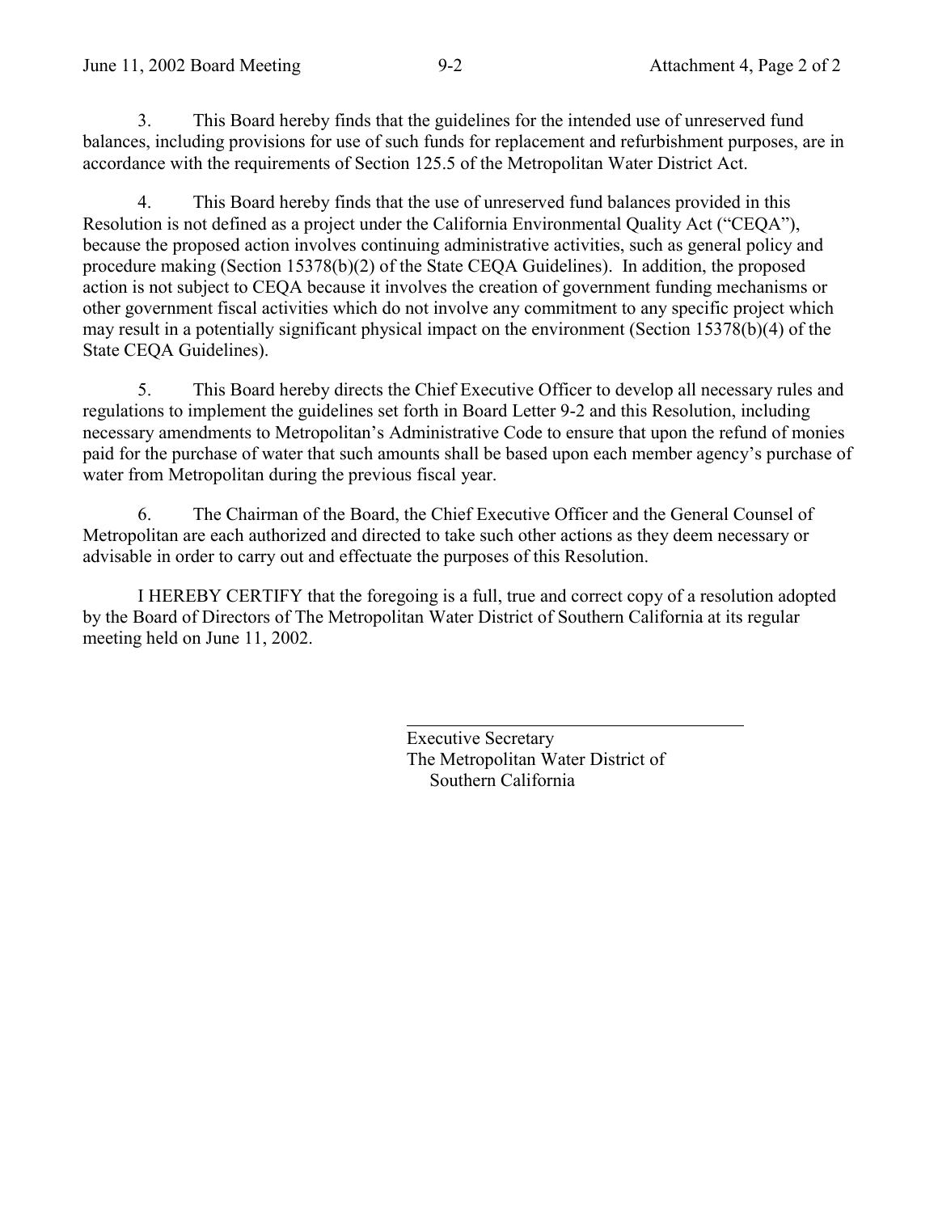3. This Board hereby finds that the guidelines for the intended use of unreserved fund balances, including provisions for use of such funds for replacement and refurbishment purposes, are in accordance with the requirements of Section 125.5 of the Metropolitan Water District Act.

4. This Board hereby finds that the use of unreserved fund balances provided in this Resolution is not defined as a project under the California Environmental Quality Act ("CEQA"), because the proposed action involves continuing administrative activities, such as general policy and procedure making (Section 15378(b)(2) of the State CEQA Guidelines). In addition, the proposed action is not subject to CEQA because it involves the creation of government funding mechanisms or other government fiscal activities which do not involve any commitment to any specific project which may result in a potentially significant physical impact on the environment (Section 15378(b)(4) of the State CEQA Guidelines).

5. This Board hereby directs the Chief Executive Officer to develop all necessary rules and regulations to implement the guidelines set forth in Board Letter 9-2 and this Resolution, including necessary amendments to Metropolitan's Administrative Code to ensure that upon the refund of monies paid for the purchase of water that such amounts shall be based upon each member agency's purchase of water from Metropolitan during the previous fiscal year.

6. The Chairman of the Board, the Chief Executive Officer and the General Counsel of Metropolitan are each authorized and directed to take such other actions as they deem necessary or advisable in order to carry out and effectuate the purposes of this Resolution.

I HEREBY CERTIFY that the foregoing is a full, true and correct copy of a resolution adopted by the Board of Directors of The Metropolitan Water District of Southern California at its regular meeting held on June 11, 2002.

\_\_\_\_\_\_\_\_\_\_\_\_\_\_\_\_\_\_\_\_\_\_\_\_\_\_\_\_\_\_\_\_\_\_\_\_\_\_

Executive Secretary
The Metropolitan Water District of
Southern California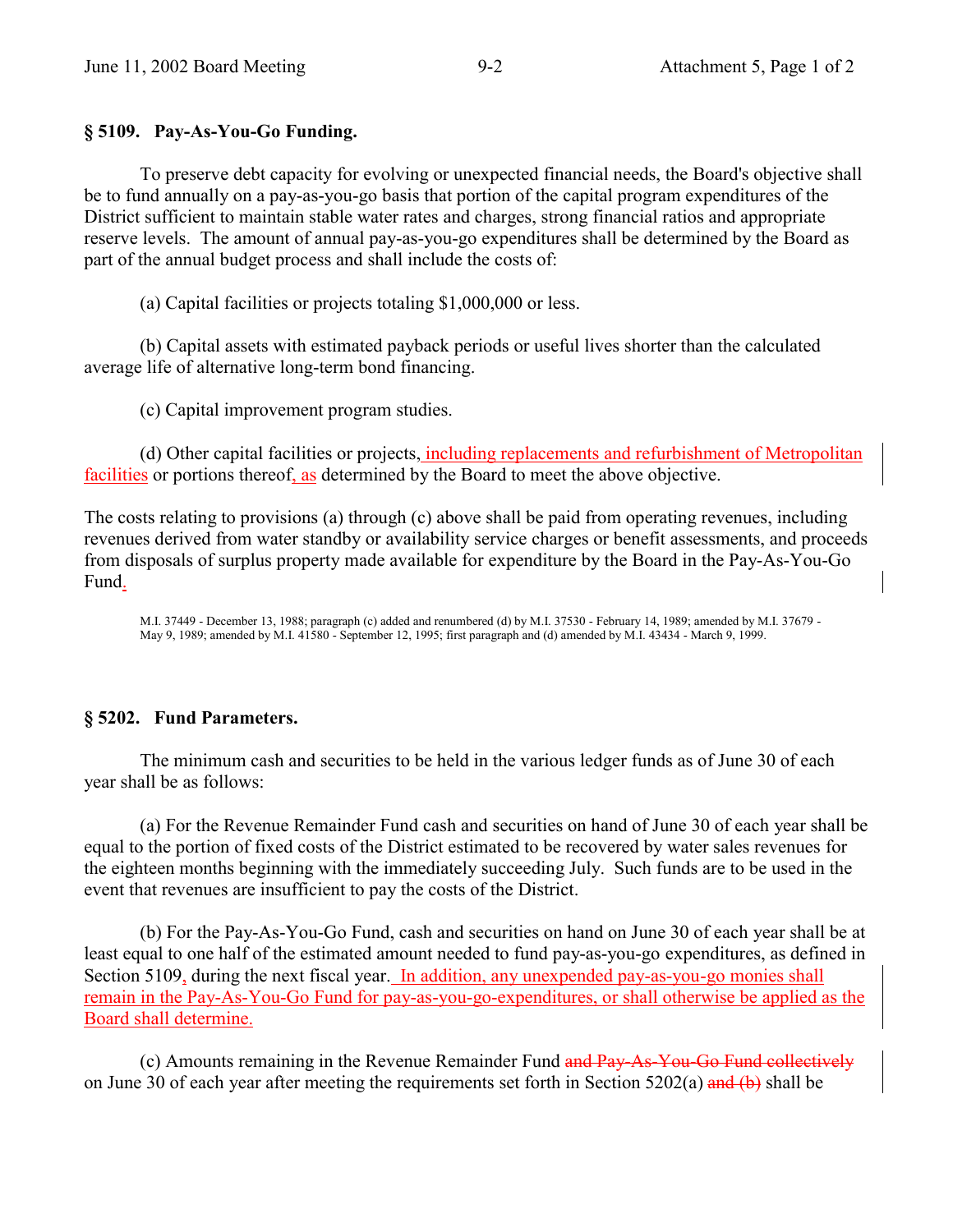### § 5109. Pay-As-You-Go Funding.

To preserve debt capacity for evolving or unexpected financial needs, the Board's objective shall be to fund annually on a pay-as-you-go basis that portion of the capital program expenditures of the District sufficient to maintain stable water rates and charges, strong financial ratios and appropriate reserve levels. The amount of annual pay-as-you-go expenditures shall be determined by the Board as part of the annual budget process and shall include the costs of:

(a) Capital facilities or projects totaling $1,000,000 or less.

(b) Capital assets with estimated payback periods or useful lives shorter than the calculated average life of alternative long-term bond financing.

(c) Capital improvement program studies.

(d) Other capital facilities or projects, including replacements and refurbishment of Metropolitan facilities or portions thereof, as determined by the Board to meet the above objective.

The costs relating to provisions (a) through (c) above shall be paid from operating revenues, including revenues derived from water standby or availability service charges or benefit assessments, and proceeds from disposals of surplus property made available for expenditure by the Board in the Pay-As-You-Go Fund.

M.I. 37449 - December 13, 1988; paragraph (c) added and renumbered (d) by M.I. 37530 - February 14, 1989; amended by M.I. 37679 - May 9, 1989; amended by M.I. 41580 - September 12, 1995; first paragraph and (d) amended by M.I. 43434 - March 9, 1999.

### § 5202. Fund Parameters.

The minimum cash and securities to be held in the various ledger funds as of June 30 of each year shall be as follows:

(a) For the Revenue Remainder Fund cash and securities on hand of June 30 of each year shall be equal to the portion of fixed costs of the District estimated to be recovered by water sales revenues for the eighteen months beginning with the immediately succeeding July. Such funds are to be used in the event that revenues are insufficient to pay the costs of the District.

(b) For the Pay-As-You-Go Fund, cash and securities on hand on June 30 of each year shall be at least equal to one half of the estimated amount needed to fund pay-as-you-go expenditures, as defined in Section 5109, during the next fiscal year. In addition, any unexpended pay-as-you-go monies shall remain in the Pay-As-You-Go Fund for pay-as-you-go-expenditures, or shall otherwise be applied as the Board shall determine.

(c) Amounts remaining in the Revenue Remainder Fund ~~and Pay-As-You-Go Fund collectively~~ on June 30 of each year after meeting the requirements set forth in Section 5202(a) ~~and (b)~~ shall be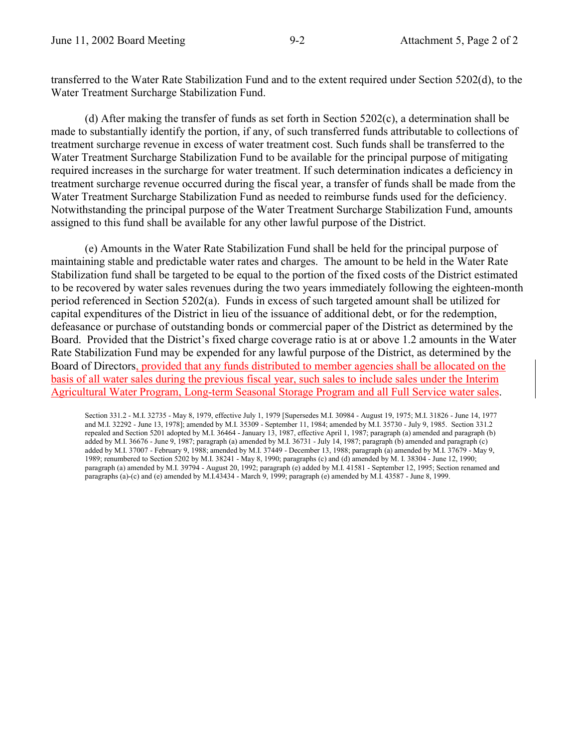transferred to the Water Rate Stabilization Fund and to the extent required under Section 5202(d), to the Water Treatment Surcharge Stabilization Fund.

(d) After making the transfer of funds as set forth in Section 5202(c), a determination shall be made to substantially identify the portion, if any, of such transferred funds attributable to collections of treatment surcharge revenue in excess of water treatment cost. Such funds shall be transferred to the Water Treatment Surcharge Stabilization Fund to be available for the principal purpose of mitigating required increases in the surcharge for water treatment. If such determination indicates a deficiency in treatment surcharge revenue occurred during the fiscal year, a transfer of funds shall be made from the Water Treatment Surcharge Stabilization Fund as needed to reimburse funds used for the deficiency. Notwithstanding the principal purpose of the Water Treatment Surcharge Stabilization Fund, amounts assigned to this fund shall be available for any other lawful purpose of the District.

(e) Amounts in the Water Rate Stabilization Fund shall be held for the principal purpose of maintaining stable and predictable water rates and charges. The amount to be held in the Water Rate Stabilization fund shall be targeted to be equal to the portion of the fixed costs of the District estimated to be recovered by water sales revenues during the two years immediately following the eighteen-month period referenced in Section 5202(a). Funds in excess of such targeted amount shall be utilized for capital expenditures of the District in lieu of the issuance of additional debt, or for the redemption, defeasance or purchase of outstanding bonds or commercial paper of the District as determined by the Board. Provided that the District's fixed charge coverage ratio is at or above 1.2 amounts in the Water Rate Stabilization Fund may be expended for any lawful purpose of the District, as determined by the Board of Directors, provided that any funds distributed to member agencies shall be allocated on the basis of all water sales during the previous fiscal year, such sales to include sales under the Interim Agricultural Water Program, Long-term Seasonal Storage Program and all Full Service water sales.

Section 331.2 - M.I. 32735 - May 8, 1979, effective July 1, 1979 [Supersedes M.I. 30984 - August 19, 1975; M.I. 31826 - June 14, 1977 and M.I. 32292 - June 13, 1978]; amended by M.I. 35309 - September 11, 1984; amended by M.I. 35730 - July 9, 1985. Section 331.2 repealed and Section 5201 adopted by M.I. 36464 - January 13, 1987, effective April 1, 1987; paragraph (a) amended and paragraph (b) added by M.I. 36676 - June 9, 1987; paragraph (a) amended by M.I. 36731 - July 14, 1987; paragraph (b) amended and paragraph (c) added by M.I. 37007 - February 9, 1988; amended by M.I. 37449 - December 13, 1988; paragraph (a) amended by M.I. 37679 - May 9, 1989; renumbered to Section 5202 by M.I. 38241 - May 8, 1990; paragraphs (c) and (d) amended by M. I. 38304 - June 12, 1990; paragraph (a) amended by M.I. 39794 - August 20, 1992; paragraph (e) added by M.I. 41581 - September 12, 1995; Section renamed and paragraphs (a)-(c) and (e) amended by M.I.43434 - March 9, 1999; paragraph (e) amended by M.I. 43587 - June 8, 1999.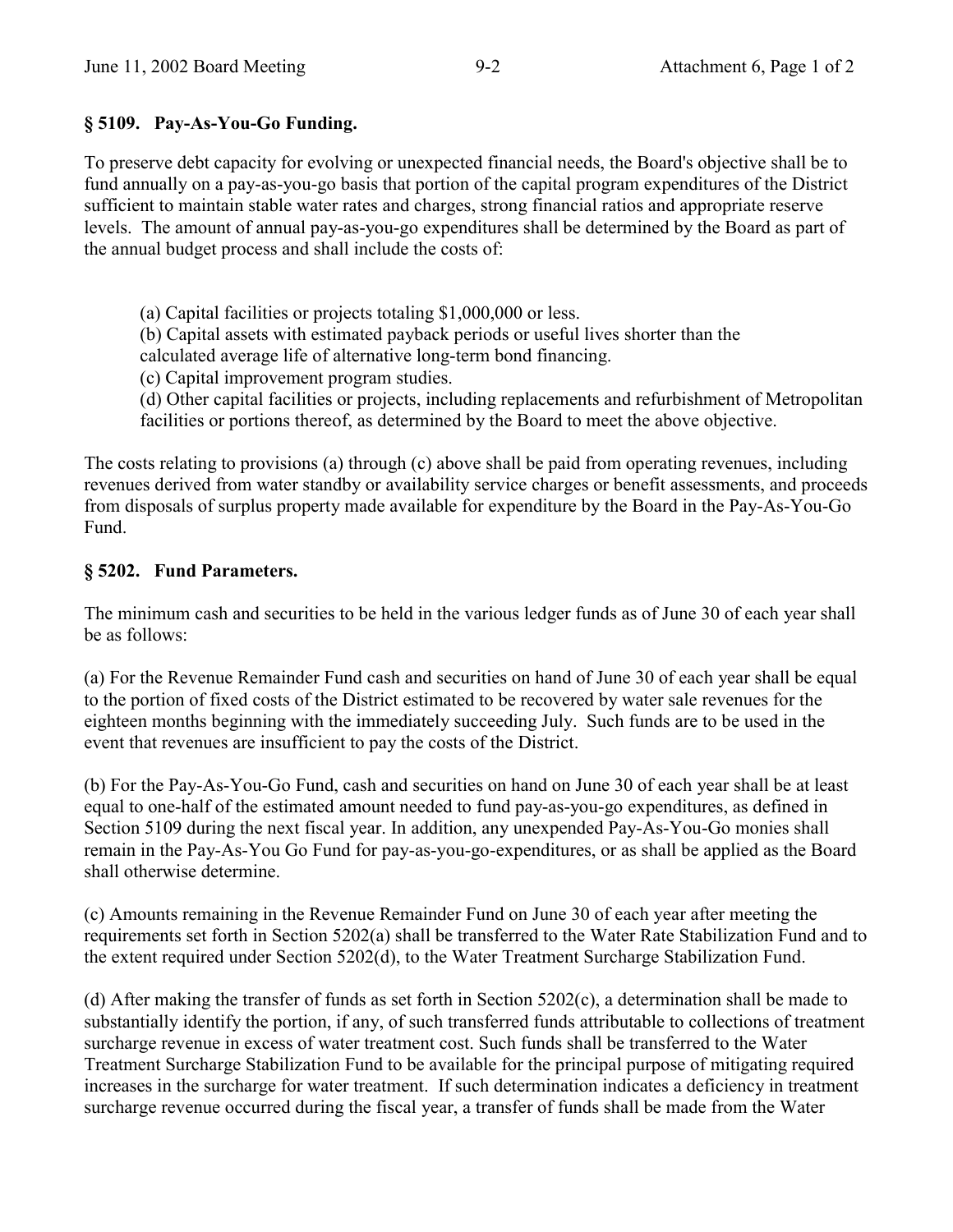## § 5109. Pay-As-You-Go Funding.

To preserve debt capacity for evolving or unexpected financial needs, the Board's objective shall be to fund annually on a pay-as-you-go basis that portion of the capital program expenditures of the District sufficient to maintain stable water rates and charges, strong financial ratios and appropriate reserve levels. The amount of annual pay-as-you-go expenditures shall be determined by the Board as part of the annual budget process and shall include the costs of:

(a) Capital facilities or projects totaling $1,000,000 or less.
(b) Capital assets with estimated payback periods or useful lives shorter than the calculated average life of alternative long-term bond financing.
(c) Capital improvement program studies.
(d) Other capital facilities or projects, including replacements and refurbishment of Metropolitan facilities or portions thereof, as determined by the Board to meet the above objective.

The costs relating to provisions (a) through (c) above shall be paid from operating revenues, including revenues derived from water standby or availability service charges or benefit assessments, and proceeds from disposals of surplus property made available for expenditure by the Board in the Pay-As-You-Go Fund.

## § 5202. Fund Parameters.

The minimum cash and securities to be held in the various ledger funds as of June 30 of each year shall be as follows:

(a) For the Revenue Remainder Fund cash and securities on hand of June 30 of each year shall be equal to the portion of fixed costs of the District estimated to be recovered by water sale revenues for the eighteen months beginning with the immediately succeeding July. Such funds are to be used in the event that revenues are insufficient to pay the costs of the District.

(b) For the Pay-As-You-Go Fund, cash and securities on hand on June 30 of each year shall be at least equal to one-half of the estimated amount needed to fund pay-as-you-go expenditures, as defined in Section 5109 during the next fiscal year. In addition, any unexpended Pay-As-You-Go monies shall remain in the Pay-As-You Go Fund for pay-as-you-go-expenditures, or as shall be applied as the Board shall otherwise determine.

(c) Amounts remaining in the Revenue Remainder Fund on June 30 of each year after meeting the requirements set forth in Section 5202(a) shall be transferred to the Water Rate Stabilization Fund and to the extent required under Section 5202(d), to the Water Treatment Surcharge Stabilization Fund.

(d) After making the transfer of funds as set forth in Section 5202(c), a determination shall be made to substantially identify the portion, if any, of such transferred funds attributable to collections of treatment surcharge revenue in excess of water treatment cost. Such funds shall be transferred to the Water Treatment Surcharge Stabilization Fund to be available for the principal purpose of mitigating required increases in the surcharge for water treatment. If such determination indicates a deficiency in treatment surcharge revenue occurred during the fiscal year, a transfer of funds shall be made from the Water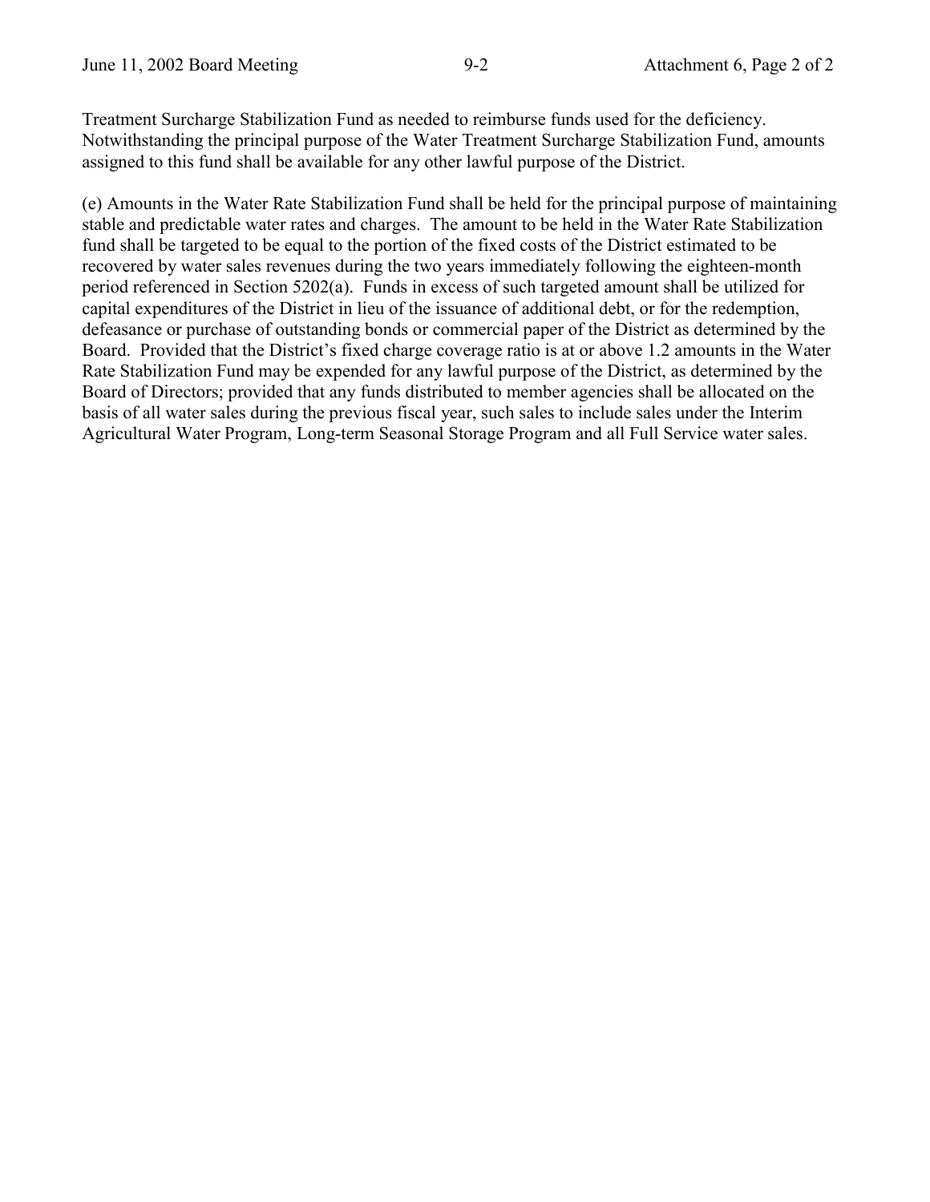Treatment Surcharge Stabilization Fund as needed to reimburse funds used for the deficiency. Notwithstanding the principal purpose of the Water Treatment Surcharge Stabilization Fund, amounts assigned to this fund shall be available for any other lawful purpose of the District.

(e) Amounts in the Water Rate Stabilization Fund shall be held for the principal purpose of maintaining stable and predictable water rates and charges. The amount to be held in the Water Rate Stabilization fund shall be targeted to be equal to the portion of the fixed costs of the District estimated to be recovered by water sales revenues during the two years immediately following the eighteen-month period referenced in Section 5202(a). Funds in excess of such targeted amount shall be utilized for capital expenditures of the District in lieu of the issuance of additional debt, or for the redemption, defeasance or purchase of outstanding bonds or commercial paper of the District as determined by the Board. Provided that the District's fixed charge coverage ratio is at or above 1.2 amounts in the Water Rate Stabilization Fund may be expended for any lawful purpose of the District, as determined by the Board of Directors; provided that any funds distributed to member agencies shall be allocated on the basis of all water sales during the previous fiscal year, such sales to include sales under the Interim Agricultural Water Program, Long-term Seasonal Storage Program and all Full Service water sales.